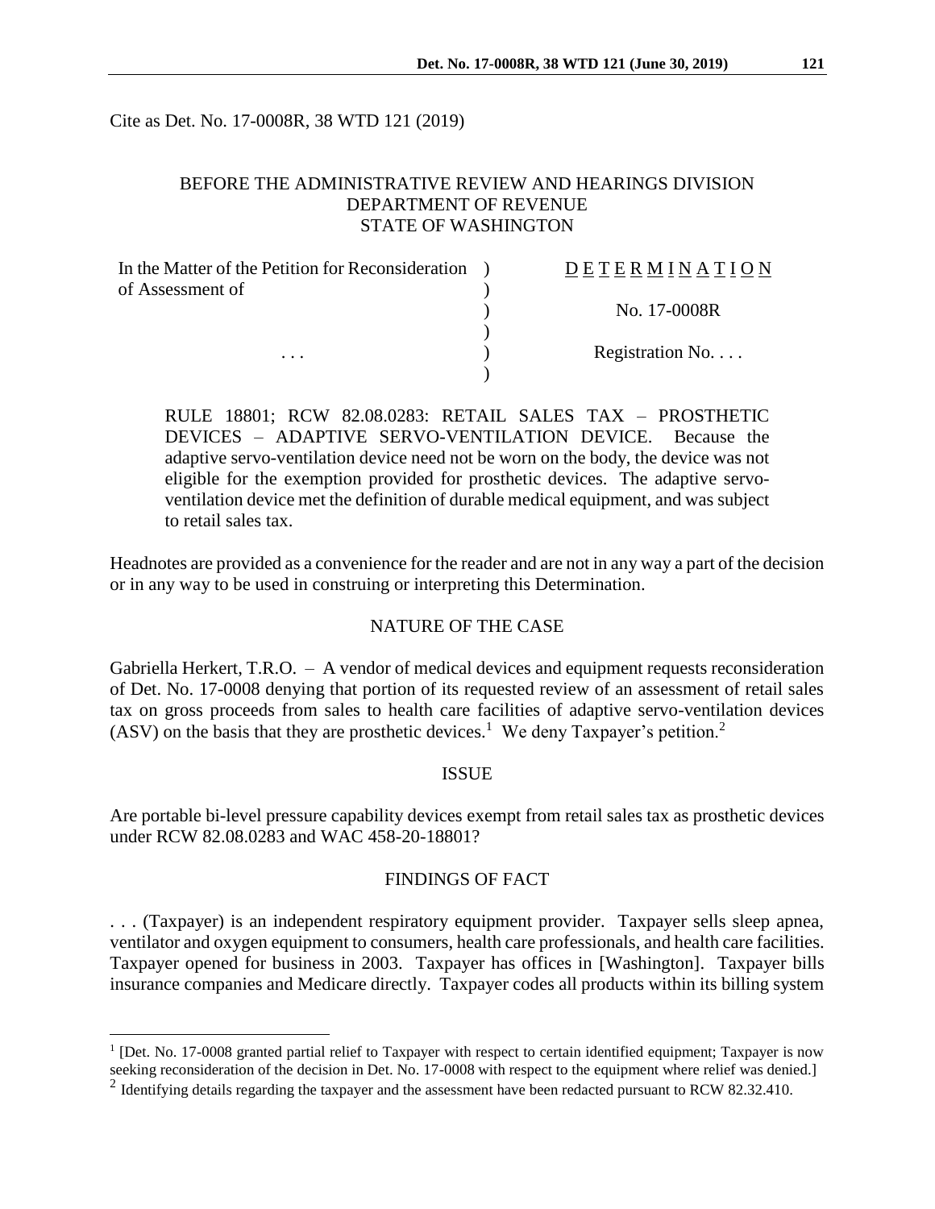Cite as Det. No. 17-0008R, 38 WTD 121 (2019)

BEFORE THE ADMINISTRATIVE REVIEW AND HEARINGS DIVISION
DEPARTMENT OF REVENUE
STATE OF WASHINGTON

| | |
|---|---|
| In the Matter of the Petition for Reconsideration of Assessment of | D E T E R M I N A T I O N |
| | No. 17-0008R |
| . . . | Registration No. . . . |

RULE 18801; RCW 82.08.0283: RETAIL SALES TAX – PROSTHETIC DEVICES – ADAPTIVE SERVO-VENTILATION DEVICE. Because the adaptive servo-ventilation device need not be worn on the body, the device was not eligible for the exemption provided for prosthetic devices. The adaptive servo-ventilation device met the definition of durable medical equipment, and was subject to retail sales tax.

Headnotes are provided as a convenience for the reader and are not in any way a part of the decision or in any way to be used in construing or interpreting this Determination.

## NATURE OF THE CASE

Gabriella Herkert, T.R.O. – A vendor of medical devices and equipment requests reconsideration of Det. No. 17-0008 denying that portion of its requested review of an assessment of retail sales tax on gross proceeds from sales to health care facilities of adaptive servo-ventilation devices (ASV) on the basis that they are prosthetic devices.[1] We deny Taxpayer's petition.[2]

## ISSUE

Are portable bi-level pressure capability devices exempt from retail sales tax as prosthetic devices under RCW 82.08.0283 and WAC 458-20-18801?

## FINDINGS OF FACT

. . . (Taxpayer) is an independent respiratory equipment provider. Taxpayer sells sleep apnea, ventilator and oxygen equipment to consumers, health care professionals, and health care facilities. Taxpayer opened for business in 2003. Taxpayer has offices in [Washington]. Taxpayer bills insurance companies and Medicare directly. Taxpayer codes all products within its billing system

---

[1] [Det. No. 17-0008 granted partial relief to Taxpayer with respect to certain identified equipment; Taxpayer is now seeking reconsideration of the decision in Det. No. 17-0008 with respect to the equipment where relief was denied.]

[2] Identifying details regarding the taxpayer and the assessment have been redacted pursuant to RCW 82.32.410.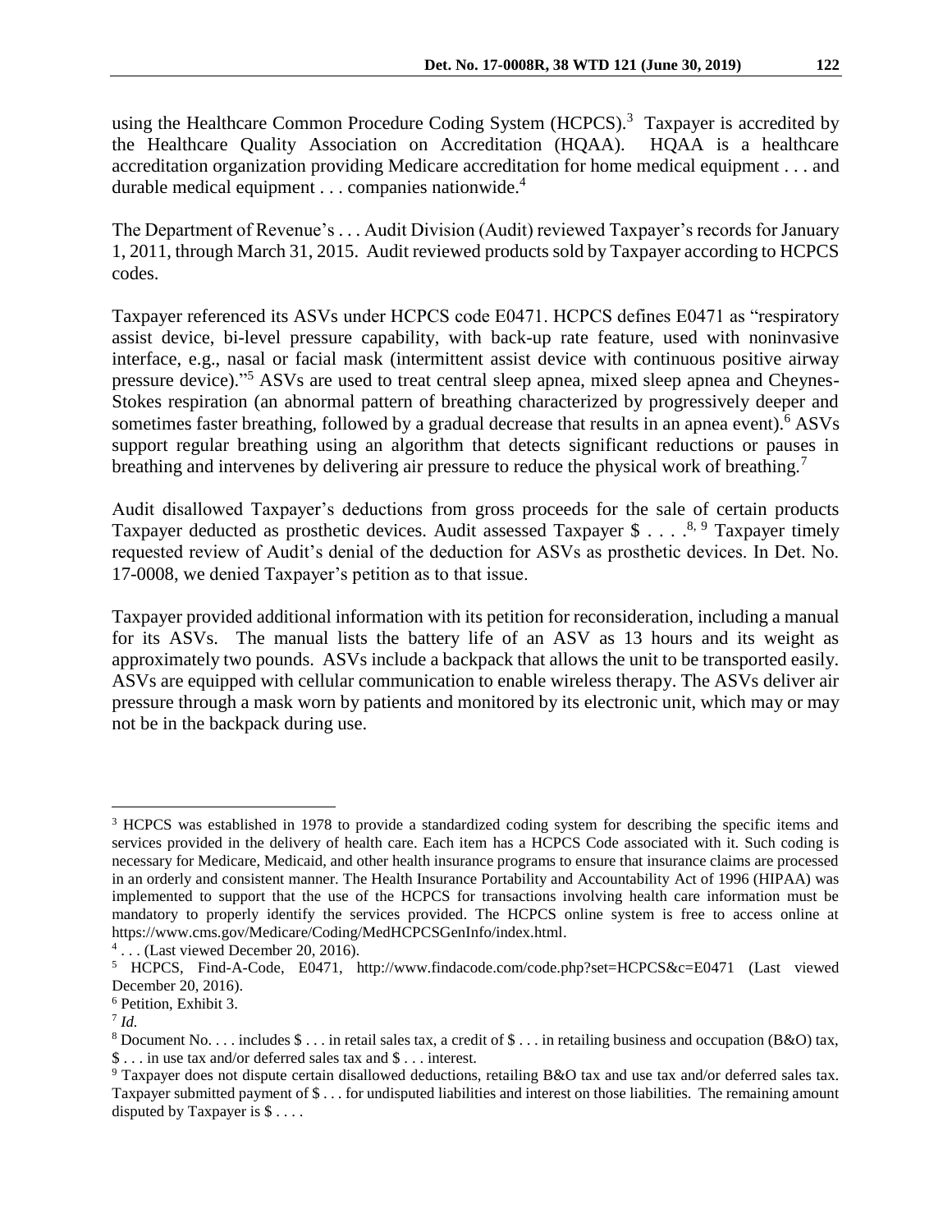using the Healthcare Common Procedure Coding System (HCPCS).[3] Taxpayer is accredited by the Healthcare Quality Association on Accreditation (HQAA). HQAA is a healthcare accreditation organization providing Medicare accreditation for home medical equipment . . . and durable medical equipment . . . companies nationwide.[4]

The Department of Revenue's . . . Audit Division (Audit) reviewed Taxpayer's records for January 1, 2011, through March 31, 2015. Audit reviewed products sold by Taxpayer according to HCPCS codes.

Taxpayer referenced its ASVs under HCPCS code E0471. HCPCS defines E0471 as "respiratory assist device, bi-level pressure capability, with back-up rate feature, used with noninvasive interface, e.g., nasal or facial mask (intermittent assist device with continuous positive airway pressure device)."[5] ASVs are used to treat central sleep apnea, mixed sleep apnea and Cheynes-Stokes respiration (an abnormal pattern of breathing characterized by progressively deeper and sometimes faster breathing, followed by a gradual decrease that results in an apnea event).[6] ASVs support regular breathing using an algorithm that detects significant reductions or pauses in breathing and intervenes by delivering air pressure to reduce the physical work of breathing.[7]

Audit disallowed Taxpayer's deductions from gross proceeds for the sale of certain products Taxpayer deducted as prosthetic devices. Audit assessed Taxpayer $ . . . .[8, 9] Taxpayer timely requested review of Audit's denial of the deduction for ASVs as prosthetic devices. In Det. No. 17-0008, we denied Taxpayer's petition as to that issue.

Taxpayer provided additional information with its petition for reconsideration, including a manual for its ASVs. The manual lists the battery life of an ASV as 13 hours and its weight as approximately two pounds. ASVs include a backpack that allows the unit to be transported easily. ASVs are equipped with cellular communication to enable wireless therapy. The ASVs deliver air pressure through a mask worn by patients and monitored by its electronic unit, which may or may not be in the backpack during use.

---

[3] HCPCS was established in 1978 to provide a standardized coding system for describing the specific items and services provided in the delivery of health care. Each item has a HCPCS Code associated with it. Such coding is necessary for Medicare, Medicaid, and other health insurance programs to ensure that insurance claims are processed in an orderly and consistent manner. The Health Insurance Portability and Accountability Act of 1996 (HIPAA) was implemented to support that the use of the HCPCS for transactions involving health care information must be mandatory to properly identify the services provided. The HCPCS online system is free to access online at https://www.cms.gov/Medicare/Coding/MedHCPCSGenInfo/index.html.

[4] . . . (Last viewed December 20, 2016).

[5] HCPCS, Find-A-Code, E0471, http://www.findacode.com/code.php?set=HCPCS&c=E0471 (Last viewed December 20, 2016).

[6] Petition, Exhibit 3.

[7] *Id.*

[8] Document No. . . . includes $ . . . in retail sales tax, a credit of $ . . . in retailing business and occupation (B&O) tax, $ . . . in use tax and/or deferred sales tax and $ . . . interest.

[9] Taxpayer does not dispute certain disallowed deductions, retailing B&O tax and use tax and/or deferred sales tax. Taxpayer submitted payment of $ . . . for undisputed liabilities and interest on those liabilities. The remaining amount disputed by Taxpayer is $ . . . .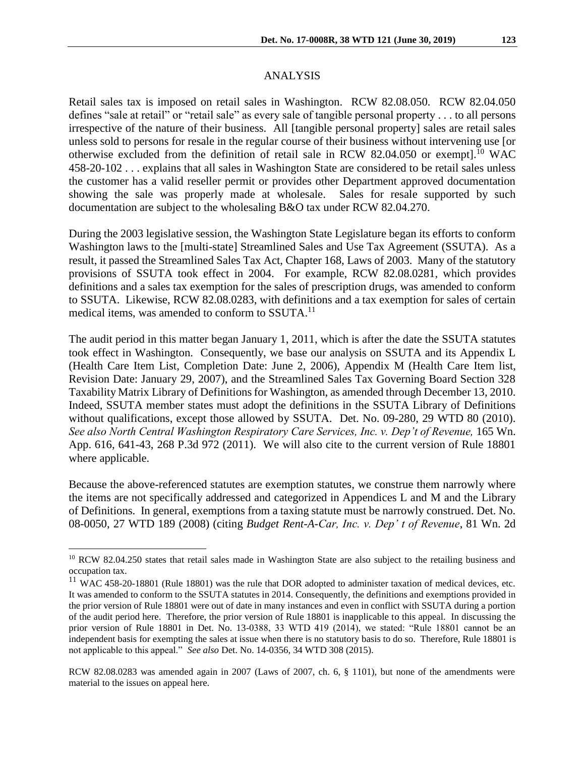## ANALYSIS

Retail sales tax is imposed on retail sales in Washington. RCW 82.08.050. RCW 82.04.050 defines "sale at retail" or "retail sale" as every sale of tangible personal property . . . to all persons irrespective of the nature of their business. All [tangible personal property] sales are retail sales unless sold to persons for resale in the regular course of their business without intervening use [or otherwise excluded from the definition of retail sale in RCW 82.04.050 or exempt].[10] WAC 458-20-102 . . . explains that all sales in Washington State are considered to be retail sales unless the customer has a valid reseller permit or provides other Department approved documentation showing the sale was properly made at wholesale. Sales for resale supported by such documentation are subject to the wholesaling B&O tax under RCW 82.04.270.

During the 2003 legislative session, the Washington State Legislature began its efforts to conform Washington laws to the [multi-state] Streamlined Sales and Use Tax Agreement (SSUTA). As a result, it passed the Streamlined Sales Tax Act, Chapter 168, Laws of 2003. Many of the statutory provisions of SSUTA took effect in 2004. For example, RCW 82.08.0281, which provides definitions and a sales tax exemption for the sales of prescription drugs, was amended to conform to SSUTA. Likewise, RCW 82.08.0283, with definitions and a tax exemption for sales of certain medical items, was amended to conform to SSUTA.[11]

The audit period in this matter began January 1, 2011, which is after the date the SSUTA statutes took effect in Washington. Consequently, we base our analysis on SSUTA and its Appendix L (Health Care Item List, Completion Date: June 2, 2006), Appendix M (Health Care Item list, Revision Date: January 29, 2007), and the Streamlined Sales Tax Governing Board Section 328 Taxability Matrix Library of Definitions for Washington, as amended through December 13, 2010. Indeed, SSUTA member states must adopt the definitions in the SSUTA Library of Definitions without qualifications, except those allowed by SSUTA. Det. No. 09-280, 29 WTD 80 (2010). *See also North Central Washington Respiratory Care Services, Inc. v. Dep't of Revenue,* 165 Wn. App. 616, 641-43, 268 P.3d 972 (2011). We will also cite to the current version of Rule 18801 where applicable.

Because the above-referenced statutes are exemption statutes, we construe them narrowly where the items are not specifically addressed and categorized in Appendices L and M and the Library of Definitions. In general, exemptions from a taxing statute must be narrowly construed. Det. No. 08-0050, 27 WTD 189 (2008) (citing *Budget Rent-A-Car, Inc. v. Dep' t of Revenue*, 81 Wn. 2d

---

[10] RCW 82.04.250 states that retail sales made in Washington State are also subject to the retailing business and occupation tax.

[11] WAC 458-20-18801 (Rule 18801) was the rule that DOR adopted to administer taxation of medical devices, etc. It was amended to conform to the SSUTA statutes in 2014. Consequently, the definitions and exemptions provided in the prior version of Rule 18801 were out of date in many instances and even in conflict with SSUTA during a portion of the audit period here. Therefore, the prior version of Rule 18801 is inapplicable to this appeal. In discussing the prior version of Rule 18801 in Det. No. 13-0388, 33 WTD 419 (2014), we stated: "Rule 18801 cannot be an independent basis for exempting the sales at issue when there is no statutory basis to do so. Therefore, Rule 18801 is not applicable to this appeal." *See also* Det. No. 14-0356, 34 WTD 308 (2015).

RCW 82.08.0283 was amended again in 2007 (Laws of 2007, ch. 6, § 1101), but none of the amendments were material to the issues on appeal here.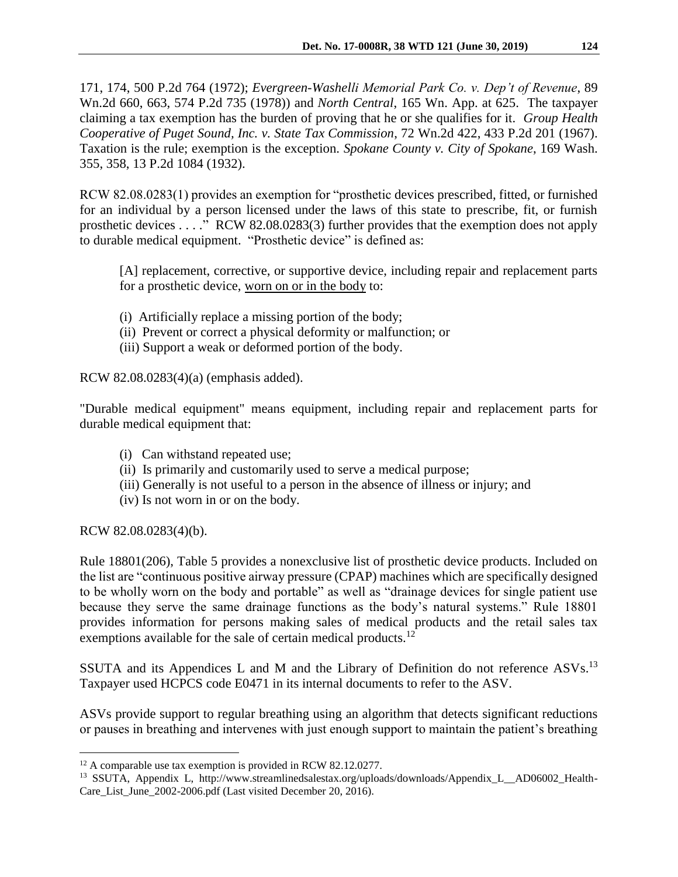171, 174, 500 P.2d 764 (1972); *Evergreen-Washelli Memorial Park Co. v. Dep't of Revenue*, 89 Wn.2d 660, 663, 574 P.2d 735 (1978)) and *North Central*, 165 Wn. App. at 625. The taxpayer claiming a tax exemption has the burden of proving that he or she qualifies for it. *Group Health Cooperative of Puget Sound, Inc. v. State Tax Commission*, 72 Wn.2d 422, 433 P.2d 201 (1967). Taxation is the rule; exemption is the exception. *Spokane County v. City of Spokane*, 169 Wash. 355, 358, 13 P.2d 1084 (1932).

RCW 82.08.0283(1) provides an exemption for "prosthetic devices prescribed, fitted, or furnished for an individual by a person licensed under the laws of this state to prescribe, fit, or furnish prosthetic devices . . . ." RCW 82.08.0283(3) further provides that the exemption does not apply to durable medical equipment. "Prosthetic device" is defined as:

> [A] replacement, corrective, or supportive device, including repair and replacement parts for a prosthetic device, <u>worn on or in the body</u> to:
>
> (i) Artificially replace a missing portion of the body;
> (ii) Prevent or correct a physical deformity or malfunction; or
> (iii) Support a weak or deformed portion of the body.

RCW 82.08.0283(4)(a) (emphasis added).

"Durable medical equipment" means equipment, including repair and replacement parts for durable medical equipment that:

> (i) Can withstand repeated use;
> (ii) Is primarily and customarily used to serve a medical purpose;
> (iii) Generally is not useful to a person in the absence of illness or injury; and
> (iv) Is not worn in or on the body.

RCW 82.08.0283(4)(b).

Rule 18801(206), Table 5 provides a nonexclusive list of prosthetic device products. Included on the list are "continuous positive airway pressure (CPAP) machines which are specifically designed to be wholly worn on the body and portable" as well as "drainage devices for single patient use because they serve the same drainage functions as the body's natural systems." Rule 18801 provides information for persons making sales of medical products and the retail sales tax exemptions available for the sale of certain medical products.[12]

SSUTA and its Appendices L and M and the Library of Definition do not reference ASVs.[13] Taxpayer used HCPCS code E0471 in its internal documents to refer to the ASV.

ASVs provide support to regular breathing using an algorithm that detects significant reductions or pauses in breathing and intervenes with just enough support to maintain the patient's breathing

---

[12] A comparable use tax exemption is provided in RCW 82.12.0277.

[13] SSUTA, Appendix L, http://www.streamlinedsalestax.org/uploads/downloads/Appendix_L__AD06002_Health-Care_List_June_2002-2006.pdf (Last visited December 20, 2016).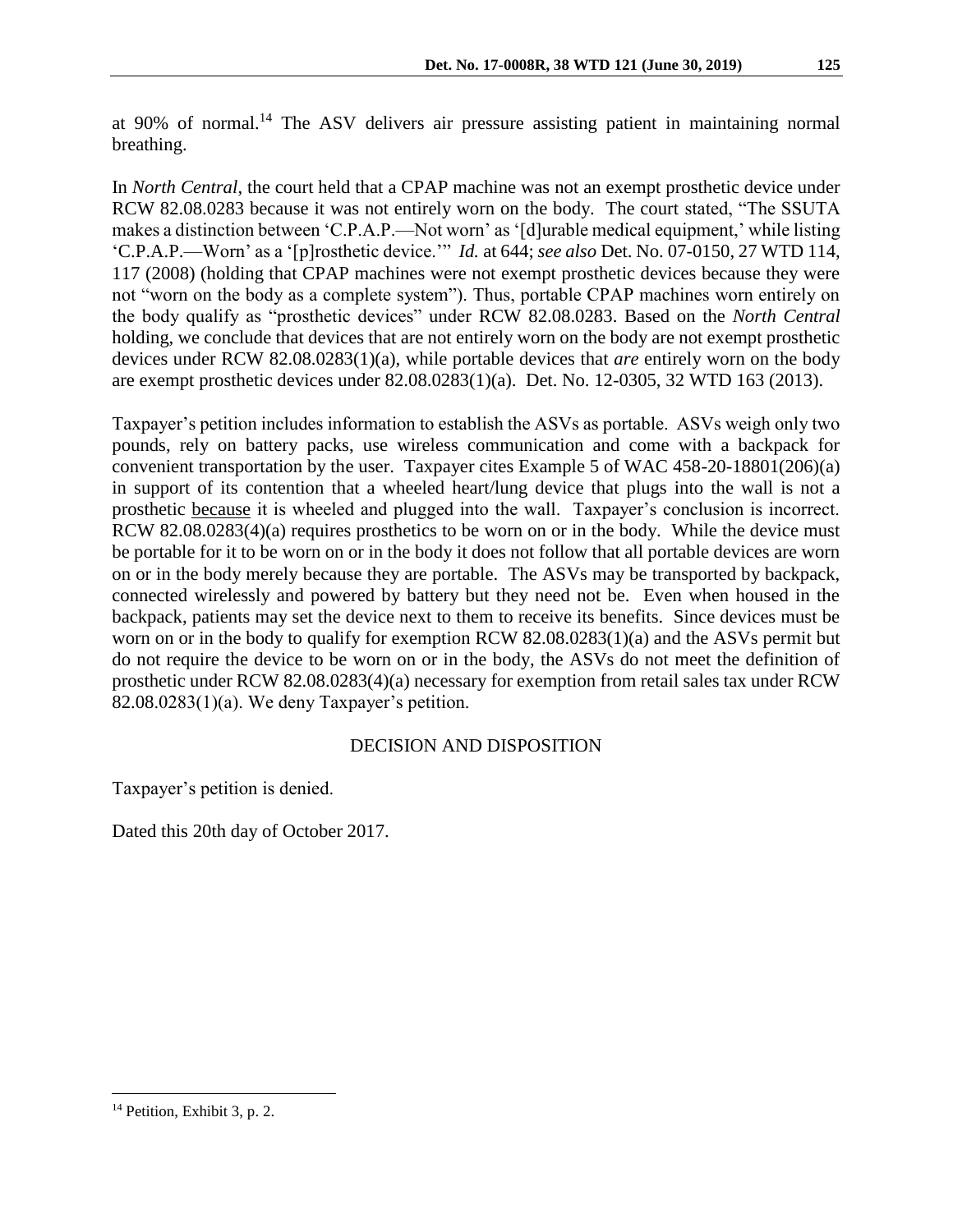at 90% of normal.[14] The ASV delivers air pressure assisting patient in maintaining normal breathing.

In *North Central*, the court held that a CPAP machine was not an exempt prosthetic device under RCW 82.08.0283 because it was not entirely worn on the body. The court stated, "The SSUTA makes a distinction between 'C.P.A.P.—Not worn' as '[d]urable medical equipment,' while listing 'C.P.A.P.—Worn' as a '[p]rosthetic device.'" *Id.* at 644; *see also* Det. No. 07-0150, 27 WTD 114, 117 (2008) (holding that CPAP machines were not exempt prosthetic devices because they were not "worn on the body as a complete system"). Thus, portable CPAP machines worn entirely on the body qualify as "prosthetic devices" under RCW 82.08.0283. Based on the *North Central* holding, we conclude that devices that are not entirely worn on the body are not exempt prosthetic devices under RCW 82.08.0283(1)(a), while portable devices that *are* entirely worn on the body are exempt prosthetic devices under 82.08.0283(1)(a). Det. No. 12-0305, 32 WTD 163 (2013).

Taxpayer's petition includes information to establish the ASVs as portable. ASVs weigh only two pounds, rely on battery packs, use wireless communication and come with a backpack for convenient transportation by the user. Taxpayer cites Example 5 of WAC 458-20-18801(206)(a) in support of its contention that a wheeled heart/lung device that plugs into the wall is not a prosthetic <u>because</u> it is wheeled and plugged into the wall. Taxpayer's conclusion is incorrect. RCW 82.08.0283(4)(a) requires prosthetics to be worn on or in the body. While the device must be portable for it to be worn on or in the body it does not follow that all portable devices are worn on or in the body merely because they are portable. The ASVs may be transported by backpack, connected wirelessly and powered by battery but they need not be. Even when housed in the backpack, patients may set the device next to them to receive its benefits. Since devices must be worn on or in the body to qualify for exemption RCW 82.08.0283(1)(a) and the ASVs permit but do not require the device to be worn on or in the body, the ASVs do not meet the definition of prosthetic under RCW 82.08.0283(4)(a) necessary for exemption from retail sales tax under RCW 82.08.0283(1)(a). We deny Taxpayer's petition.

## DECISION AND DISPOSITION

Taxpayer's petition is denied.

Dated this 20th day of October 2017.

---

[14] Petition, Exhibit 3, p. 2.